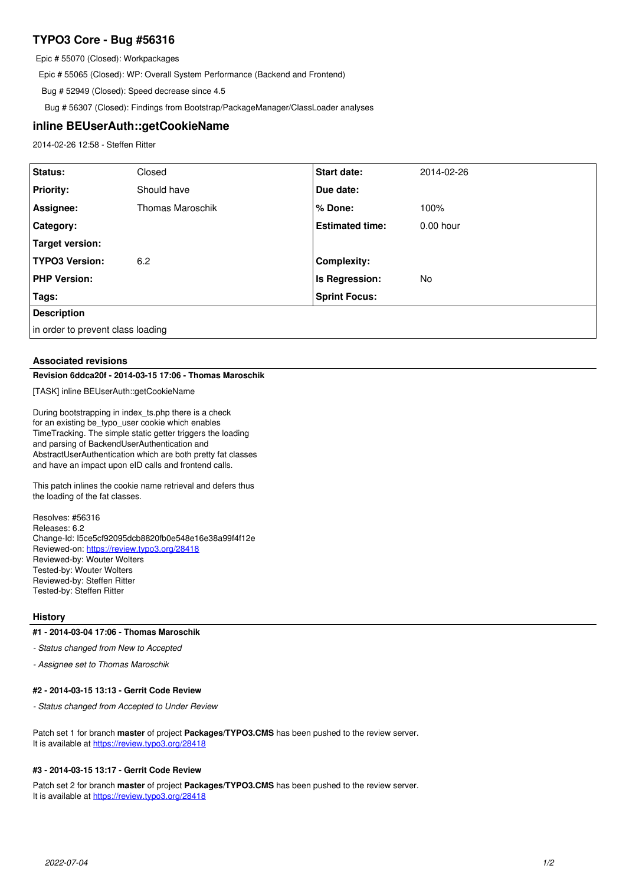# TYPO3 Core - Bug #56316

Epic # 55070 (Closed): Workpackages

Epic # 55065 (Closed): WP: Overall System Performance (Backend and Frontend)

Bug # 52949 (Closed): Speed decrease since 4.5

Bug # 56307 (Closed): Findings from Bootstrap/PackageManager/ClassLoader analyses

## inline BEUserAuth::getCookieName

2014-02-26 12:58 - Steffen Ritter

| | | | |
|---|---|---|---|
| **Status:** | Closed | **Start date:** | 2014-02-26 |
| **Priority:** | Should have | **Due date:** | |
| **Assignee:** | Thomas Maroschik | **% Done:** | 100% |
| **Category:** | | **Estimated time:** | 0.00 hour |
| **Target version:** | | | |
| **TYPO3 Version:** | 6.2 | **Complexity:** | |
| **PHP Version:** | | **Is Regression:** | No |
| **Tags:** | | **Sprint Focus:** | |

**Description**

in order to prevent class loading

### Associated revisions

**Revision 6ddca20f - 2014-03-15 17:06 - Thomas Maroschik**

[TASK] inline BEUserAuth::getCookieName

During bootstrapping in index_ts.php there is a check
for an existing be_typo_user cookie which enables
TimeTracking. The simple static getter triggers the loading
and parsing of BackendUserAuthentication and
AbstractUserAuthentication which are both pretty fat classes
and have an impact upon eID calls and frontend calls.

This patch inlines the cookie name retrieval and defers thus
the loading of the fat classes.

Resolves: #56316
Releases: 6.2
Change-Id: I5ce5cf92095dcb8820fb0e548e16e38a99f4f12e
Reviewed-on: https://review.typo3.org/28418
Reviewed-by: Wouter Wolters
Tested-by: Wouter Wolters
Reviewed-by: Steffen Ritter
Tested-by: Steffen Ritter

### History

**#1 - 2014-03-04 17:06 - Thomas Maroschik**

*- Status changed from New to Accepted*

*- Assignee set to Thomas Maroschik*

**#2 - 2014-03-15 13:13 - Gerrit Code Review**

*- Status changed from Accepted to Under Review*

Patch set 1 for branch **master** of project **Packages/TYPO3.CMS** has been pushed to the review server.
It is available at https://review.typo3.org/28418

**#3 - 2014-03-15 13:17 - Gerrit Code Review**

Patch set 2 for branch **master** of project **Packages/TYPO3.CMS** has been pushed to the review server.
It is available at https://review.typo3.org/28418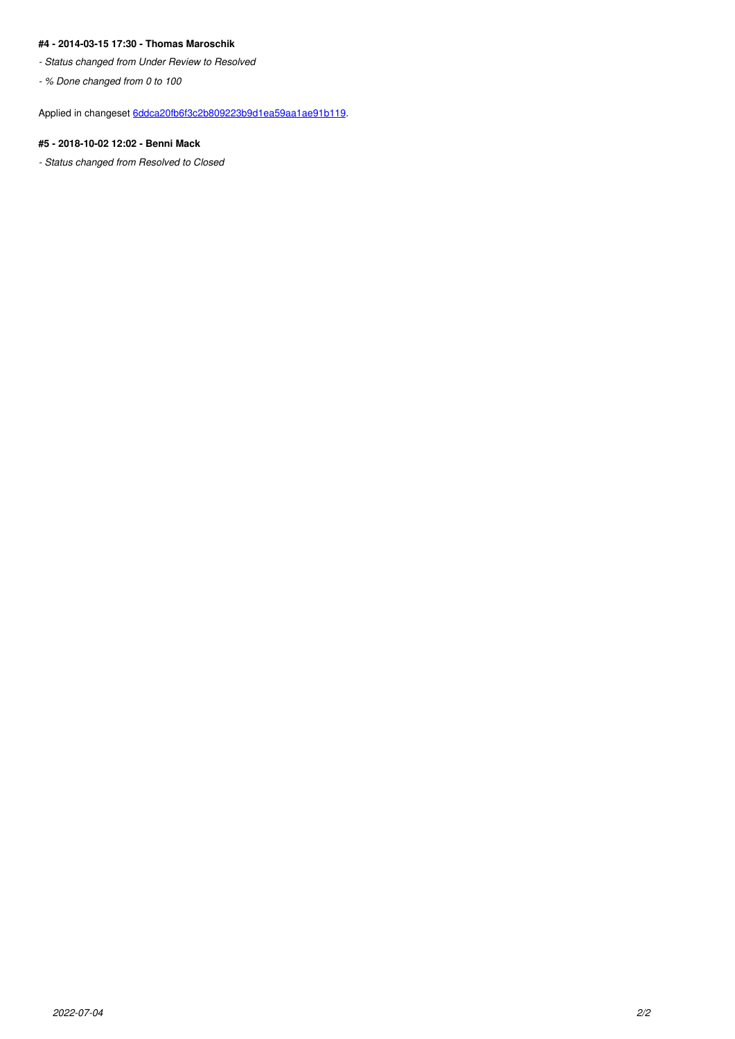#### #4 - 2014-03-15 17:30 - Thomas Maroschik

*- Status changed from Under Review to Resolved*

*- % Done changed from 0 to 100*

Applied in changeset 6ddca20fb6f3c2b809223b9d1ea59aa1ae91b119.

#### #5 - 2018-10-02 12:02 - Benni Mack

*- Status changed from Resolved to Closed*